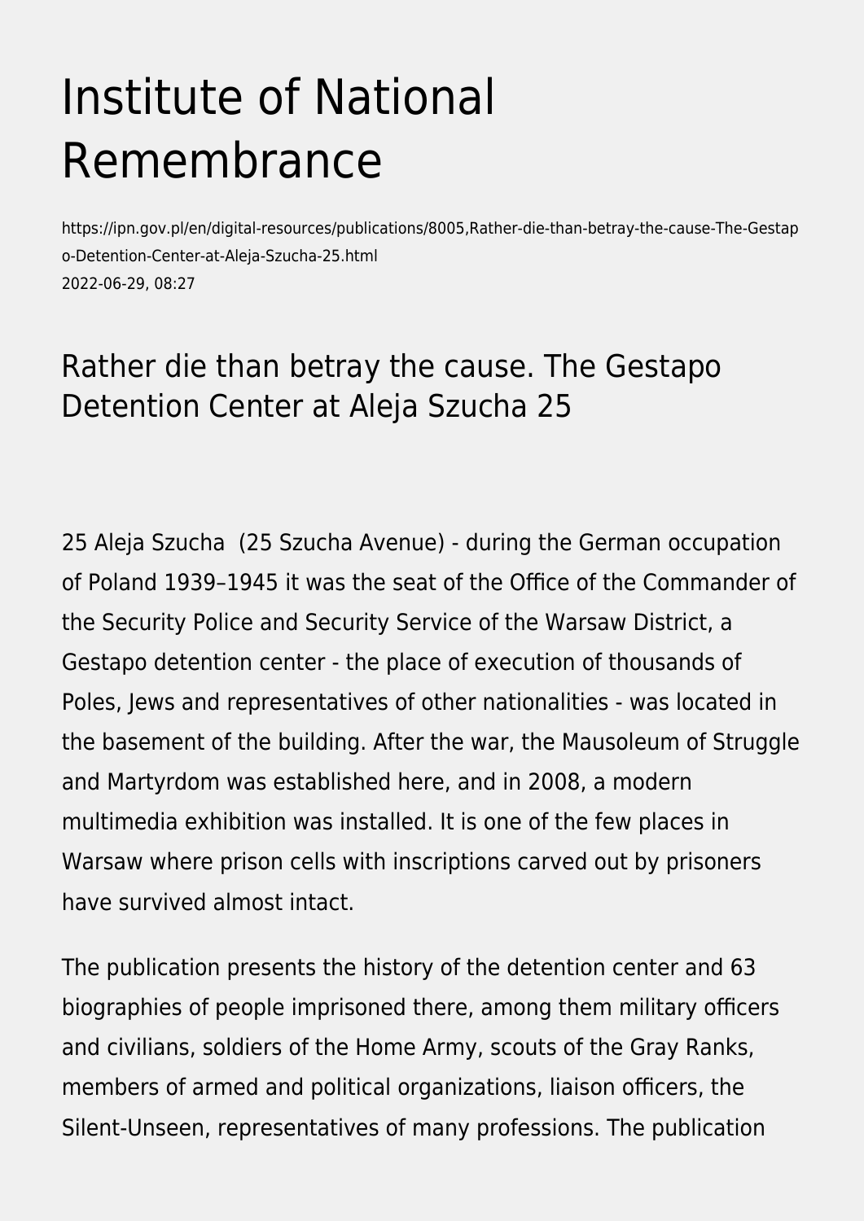# Institute of National Remembrance

https://ipn.gov.pl/en/digital-resources/publications/8005,Rather-die-than-betray-the-cause-The-Gestapo-Detention-Center-at-Aleja-Szucha-25.html
2022-06-29, 08:27

## Rather die than betray the cause. The Gestapo Detention Center at Aleja Szucha 25

25 Aleja Szucha (25 Szucha Avenue) - during the German occupation of Poland 1939–1945 it was the seat of the Office of the Commander of the Security Police and Security Service of the Warsaw District, a Gestapo detention center - the place of execution of thousands of Poles, Jews and representatives of other nationalities - was located in the basement of the building. After the war, the Mausoleum of Struggle and Martyrdom was established here, and in 2008, a modern multimedia exhibition was installed. It is one of the few places in Warsaw where prison cells with inscriptions carved out by prisoners have survived almost intact.

The publication presents the history of the detention center and 63 biographies of people imprisoned there, among them military officers and civilians, soldiers of the Home Army, scouts of the Gray Ranks, members of armed and political organizations, liaison officers, the Silent-Unseen, representatives of many professions. The publication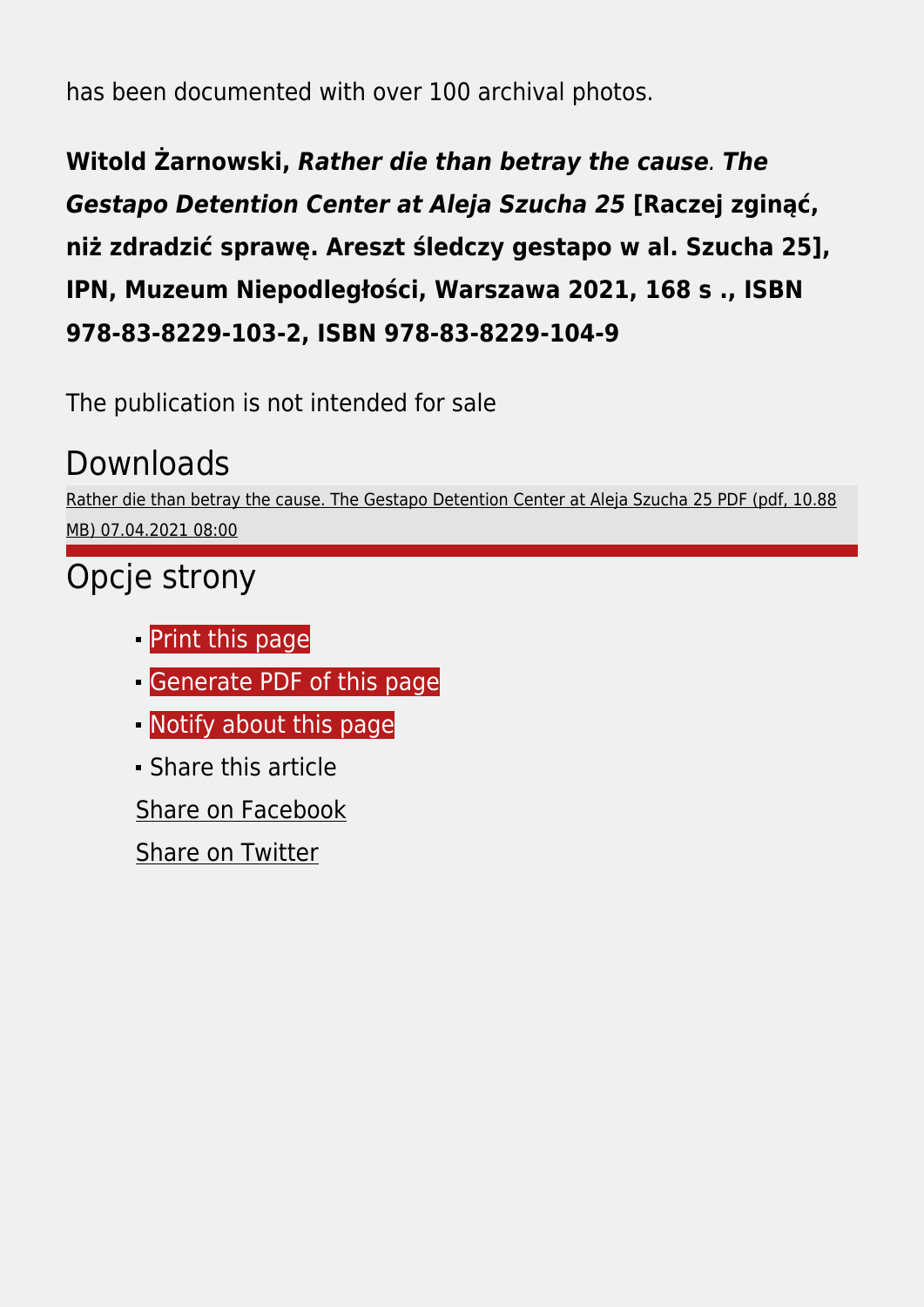has been documented with over 100 archival photos.

**Witold Żarnowski, *Rather die than betray the cause*. *The Gestapo Detention Center at Aleja Szucha 25* [Raczej zginąć, niż zdradzić sprawę. Areszt śledczy gestapo w al. Szucha 25], IPN, Muzeum Niepodległości, Warszawa 2021, 168 s ., ISBN 978-83-8229-103-2, ISBN 978-83-8229-104-9**

The publication is not intended for sale

## Downloads

Rather die than betray the cause. The Gestapo Detention Center at Aleja Szucha 25 PDF (pdf, 10.88 MB) 07.04.2021 08:00

## Opcje strony

- Print this page
- Generate PDF of this page
- Notify about this page
- Share this article

  Share on Facebook

  Share on Twitter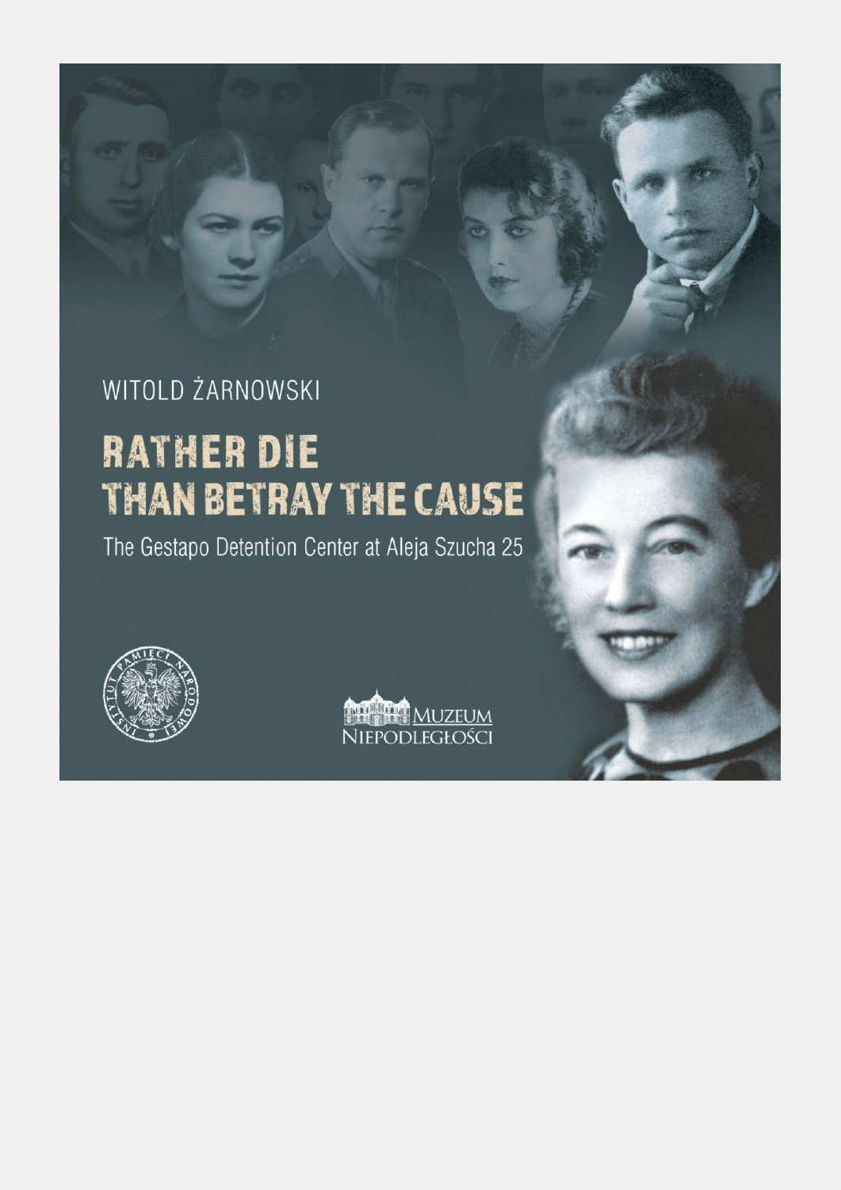WITOLD ŻARNOWSKI

# RATHER DIE THAN BETRAY THE CAUSE

The Gestapo Detention Center at Aleja Szucha 25

INSTYTUT PAMIĘCI NARODOWEJ

MUZEUM NIEPODLEGŁOŚCI